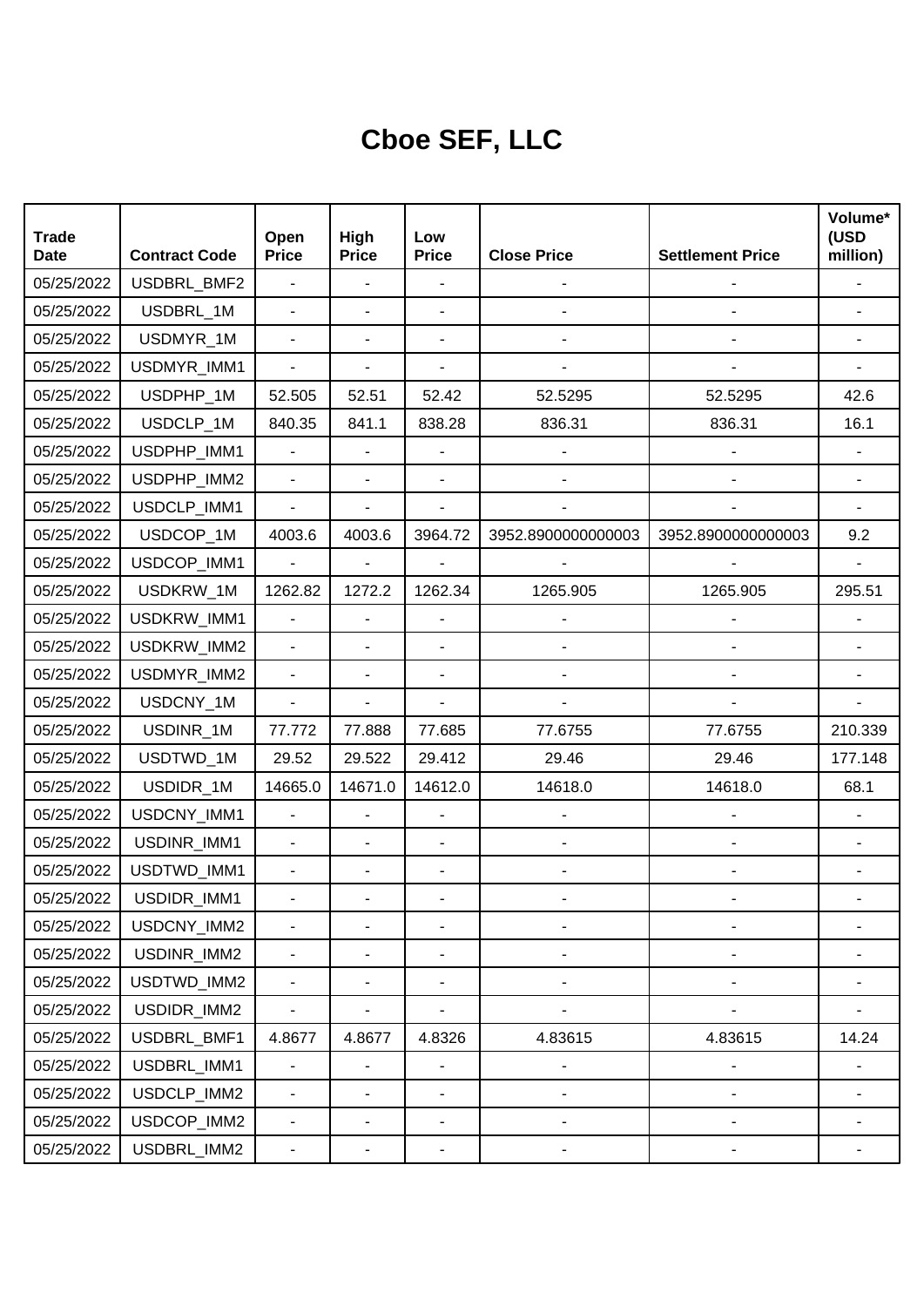# Cboe SEF, LLC

| Trade Date | Contract Code | Open Price | High Price | Low Price | Close Price | Settlement Price | Volume* (USD million) |
|---|---|---|---|---|---|---|---|
| 05/25/2022 | USDBRL_BMF2 | - | - | - | - | - | - |
| 05/25/2022 | USDBRL_1M | - | - | - | - | - | - |
| 05/25/2022 | USDMYR_1M | - | - | - | - | - | - |
| 05/25/2022 | USDMYR_IMM1 | - | - | - | - | - | - |
| 05/25/2022 | USDPHP_1M | 52.505 | 52.51 | 52.42 | 52.5295 | 52.5295 | 42.6 |
| 05/25/2022 | USDCLP_1M | 840.35 | 841.1 | 838.28 | 836.31 | 836.31 | 16.1 |
| 05/25/2022 | USDPHP_IMM1 | - | - | - | - | - | - |
| 05/25/2022 | USDPHP_IMM2 | - | - | - | - | - | - |
| 05/25/2022 | USDCLP_IMM1 | - | - | - | - | - | - |
| 05/25/2022 | USDCOP_1M | 4003.6 | 4003.6 | 3964.72 | 3952.8900000000003 | 3952.8900000000003 | 9.2 |
| 05/25/2022 | USDCOP_IMM1 | - | - | - | - | - | - |
| 05/25/2022 | USDKRW_1M | 1262.82 | 1272.2 | 1262.34 | 1265.905 | 1265.905 | 295.51 |
| 05/25/2022 | USDKRW_IMM1 | - | - | - | - | - | - |
| 05/25/2022 | USDKRW_IMM2 | - | - | - | - | - | - |
| 05/25/2022 | USDMYR_IMM2 | - | - | - | - | - | - |
| 05/25/2022 | USDCNY_1M | - | - | - | - | - | - |
| 05/25/2022 | USDINR_1M | 77.772 | 77.888 | 77.685 | 77.6755 | 77.6755 | 210.339 |
| 05/25/2022 | USDTWD_1M | 29.52 | 29.522 | 29.412 | 29.46 | 29.46 | 177.148 |
| 05/25/2022 | USDIDR_1M | 14665.0 | 14671.0 | 14612.0 | 14618.0 | 14618.0 | 68.1 |
| 05/25/2022 | USDCNY_IMM1 | - | - | - | - | - | - |
| 05/25/2022 | USDINR_IMM1 | - | - | - | - | - | - |
| 05/25/2022 | USDTWD_IMM1 | - | - | - | - | - | - |
| 05/25/2022 | USDIDR_IMM1 | - | - | - | - | - | - |
| 05/25/2022 | USDCNY_IMM2 | - | - | - | - | - | - |
| 05/25/2022 | USDINR_IMM2 | - | - | - | - | - | - |
| 05/25/2022 | USDTWD_IMM2 | - | - | - | - | - | - |
| 05/25/2022 | USDIDR_IMM2 | - | - | - | - | - | - |
| 05/25/2022 | USDBRL_BMF1 | 4.8677 | 4.8677 | 4.8326 | 4.83615 | 4.83615 | 14.24 |
| 05/25/2022 | USDBRL_IMM1 | - | - | - | - | - | - |
| 05/25/2022 | USDCLP_IMM2 | - | - | - | - | - | - |
| 05/25/2022 | USDCOP_IMM2 | - | - | - | - | - | - |
| 05/25/2022 | USDBRL_IMM2 | - | - | - | - | - | - |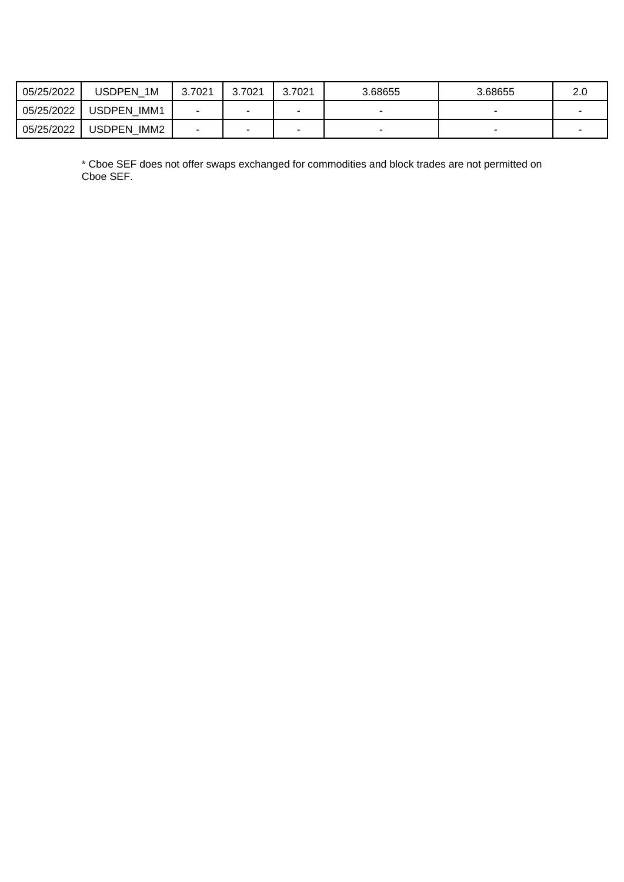| | | | | | | | |
|---|---|---|---|---|---|---|---|
| 05/25/2022 | USDPEN_1M | 3.7021 | 3.7021 | 3.7021 | 3.68655 | 3.68655 | 2.0 |
| 05/25/2022 | USDPEN_IMM1 | - | - | - | - | - | - |
| 05/25/2022 | USDPEN_IMM2 | - | - | - | - | - | - |

* Cboe SEF does not offer swaps exchanged for commodities and block trades are not permitted on Cboe SEF.